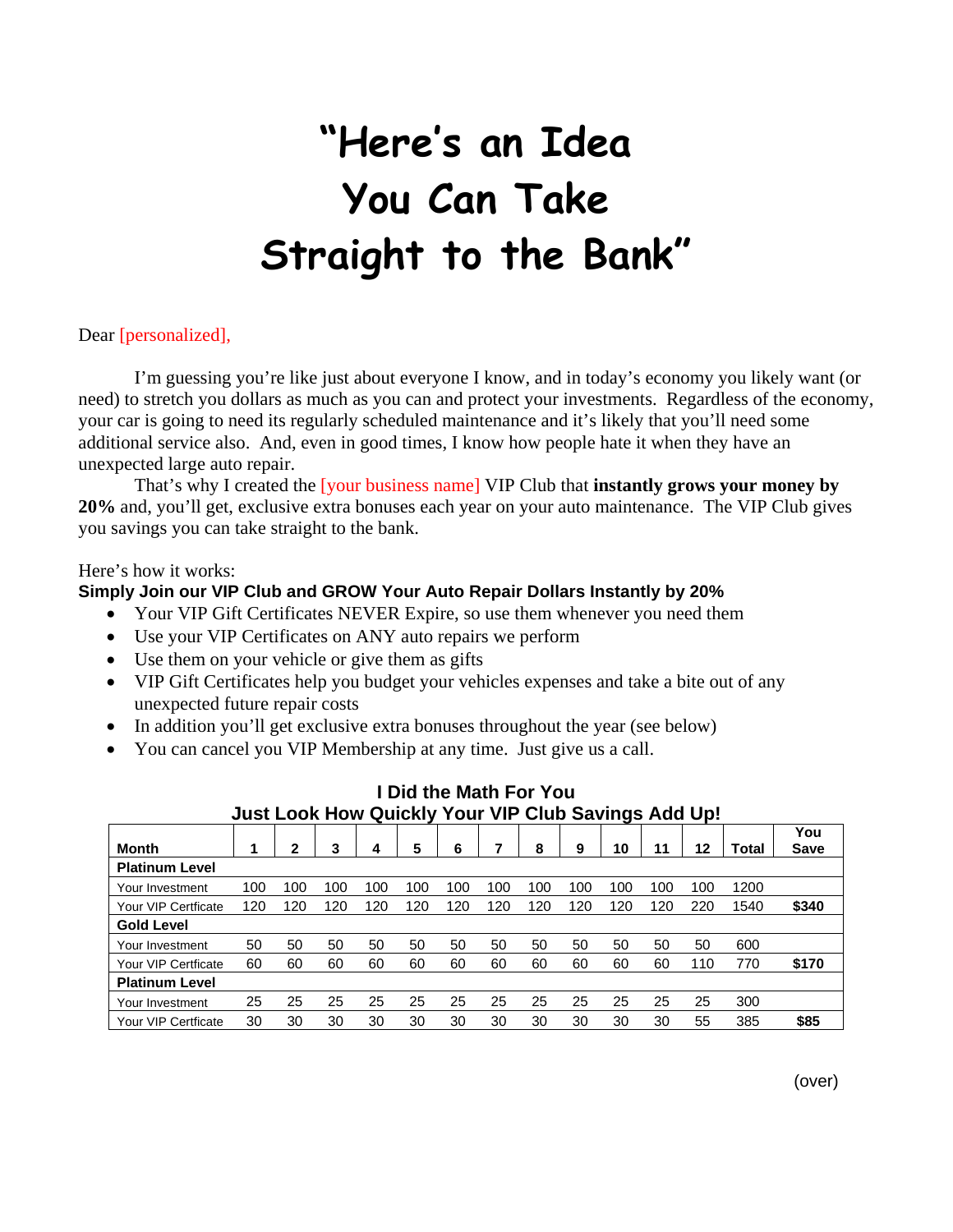# "Here's an Idea You Can Take Straight to the Bank"

Dear [personalized],

I'm guessing you're like just about everyone I know, and in today's economy you likely want (or need) to stretch you dollars as much as you can and protect your investments. Regardless of the economy, your car is going to need its regularly scheduled maintenance and it's likely that you'll need some additional service also. And, even in good times, I know how people hate it when they have an unexpected large auto repair.

That's why I created the [your business name] VIP Club that **instantly grows your money by 20%** and, you'll get, exclusive extra bonuses each year on your auto maintenance. The VIP Club gives you savings you can take straight to the bank.

Here's how it works:

**Simply Join our VIP Club and GROW Your Auto Repair Dollars Instantly by 20%**

- Your VIP Gift Certificates NEVER Expire, so use them whenever you need them
- Use your VIP Certificates on ANY auto repairs we perform
- Use them on your vehicle or give them as gifts
- VIP Gift Certificates help you budget your vehicles expenses and take a bite out of any unexpected future repair costs
- In addition you'll get exclusive extra bonuses throughout the year (see below)
- You can cancel you VIP Membership at any time. Just give us a call.

**I Did the Math For You**
**Just Look How Quickly Your VIP Club Savings Add Up!**

| Month | 1 | 2 | 3 | 4 | 5 | 6 | 7 | 8 | 9 | 10 | 11 | 12 | Total | You Save |
|---|---|---|---|---|---|---|---|---|---|---|---|---|---|---|
| **Platinum Level** | | | | | | | | | | | | | | |
| Your Investment | 100 | 100 | 100 | 100 | 100 | 100 | 100 | 100 | 100 | 100 | 100 | 100 | 1200 | |
| Your VIP Certficate | 120 | 120 | 120 | 120 | 120 | 120 | 120 | 120 | 120 | 120 | 120 | 220 | 1540 | **$340** |
| **Gold Level** | | | | | | | | | | | | | | |
| Your Investment | 50 | 50 | 50 | 50 | 50 | 50 | 50 | 50 | 50 | 50 | 50 | 50 | 600 | |
| Your VIP Certficate | 60 | 60 | 60 | 60 | 60 | 60 | 60 | 60 | 60 | 60 | 60 | 110 | 770 | **$170** |
| **Platinum Level** | | | | | | | | | | | | | | |
| Your Investment | 25 | 25 | 25 | 25 | 25 | 25 | 25 | 25 | 25 | 25 | 25 | 25 | 300 | |
| Your VIP Certficate | 30 | 30 | 30 | 30 | 30 | 30 | 30 | 30 | 30 | 30 | 30 | 55 | 385 | **$85** |

(over)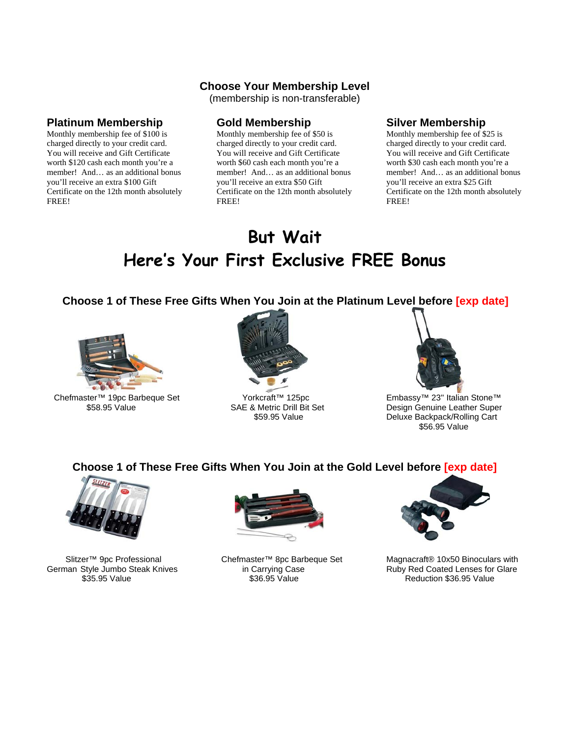## Choose Your Membership Level

(membership is non-transferable)

### Platinum Membership

Monthly membership fee of $100 is charged directly to your credit card. You will receive and Gift Certificate worth $120 cash each month you're a member! And… as an additional bonus you'll receive an extra $100 Gift Certificate on the 12th month absolutely FREE!

### Gold Membership

Monthly membership fee of $50 is charged directly to your credit card. You will receive and Gift Certificate worth $60 cash each month you're a member! And… as an additional bonus you'll receive an extra $50 Gift Certificate on the 12th month absolutely FREE!

### Silver Membership

Monthly membership fee of $25 is charged directly to your credit card. You will receive and Gift Certificate worth $30 cash each month you're a member! And… as an additional bonus you'll receive an extra $25 Gift Certificate on the 12th month absolutely FREE!

# But Wait

# Here's Your First Exclusive FREE Bonus

### Choose 1 of These Free Gifts When You Join at the Platinum Level before [exp date]

Chefmaster™ 19pc Barbeque Set
$58.95 Value

Yorkcraft™ 125pc
SAE & Metric Drill Bit Set
$59.95 Value

Embassy™ 23" Italian Stone™ Design Genuine Leather Super Deluxe Backpack/Rolling Cart
$56.95 Value

### Choose 1 of These Free Gifts When You Join at the Gold Level before [exp date]

Slitzer™ 9pc Professional German Style Jumbo Steak Knives
$35.95 Value

Chefmaster™ 8pc Barbeque Set in Carrying Case
$36.95 Value

Magnacraft® 10x50 Binoculars with Ruby Red Coated Lenses for Glare Reduction $36.95 Value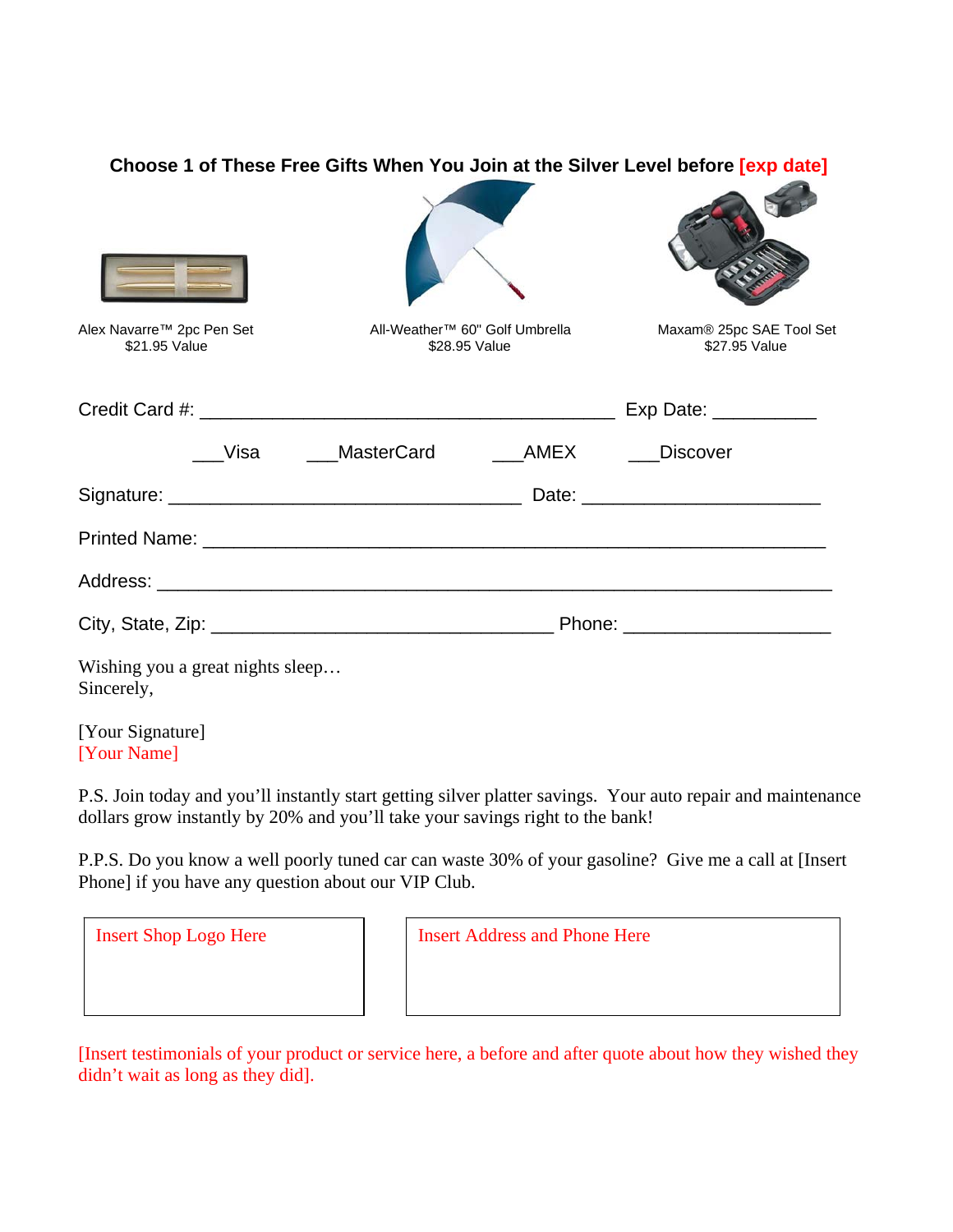**Choose 1 of These Free Gifts When You Join at the Silver Level before [exp date]**

Alex Navarre™ 2pc Pen Set
$21.95 Value

All-Weather™ 60" Golf Umbrella
$28.95 Value

Maxam® 25pc SAE Tool Set
$27.95 Value

Credit Card #: ________________________________________ Exp Date: __________

___Visa ___MasterCard ___AMEX ___Discover

Signature: ___________________________________ Date: _______________________

Printed Name: _____________________________________________________________

Address: __________________________________________________________________

City, State, Zip: _________________________________ Phone: ____________________

Wishing you a great nights sleep…
Sincerely,

[Your Signature]
[Your Name]

P.S. Join today and you'll instantly start getting silver platter savings. Your auto repair and maintenance dollars grow instantly by 20% and you'll take your savings right to the bank!

P.P.S. Do you know a well poorly tuned car can waste 30% of your gasoline? Give me a call at [Insert Phone] if you have any question about our VIP Club.

| | |
|---|---|
| Insert Shop Logo Here | Insert Address and Phone Here |

[Insert testimonials of your product or service here, a before and after quote about how they wished they didn't wait as long as they did].